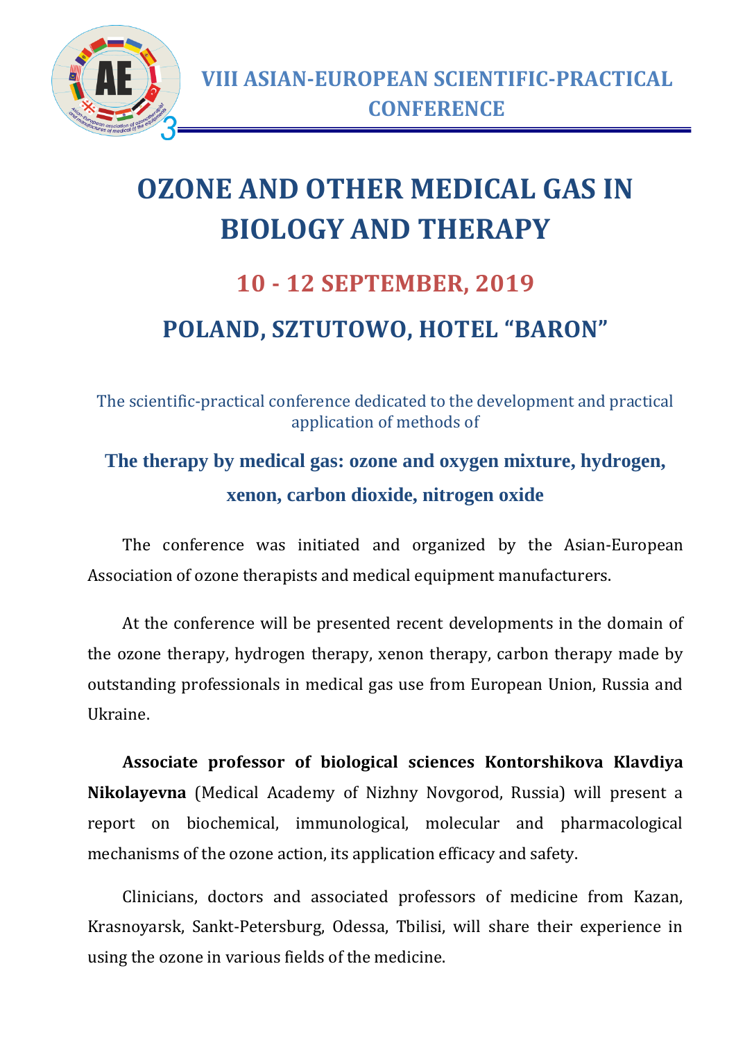## VIII ASIAN-EUROPEAN SCIENTIFIC-PRACTICAL CONFERENCE

# OZONE AND OTHER MEDICAL GAS IN BIOLOGY AND THERAPY

## 10 - 12 SEPTEMBER, 2019

## POLAND, SZTUTOWO, HOTEL “BARON”

The scientific-practical conference dedicated to the development and practical application of methods of

### The therapy by medical gas: ozone and oxygen mixture, hydrogen, xenon, carbon dioxide, nitrogen oxide

The conference was initiated and organized by the Asian-European Association of ozone therapists and medical equipment manufacturers.

At the conference will be presented recent developments in the domain of the ozone therapy, hydrogen therapy, xenon therapy, carbon therapy made by outstanding professionals in medical gas use from European Union, Russia and Ukraine.

**Associate professor of biological sciences Kontorshikova Klavdiya Nikolayevna** (Medical Academy of Nizhny Novgorod, Russia) will present a report on biochemical, immunological, molecular and pharmacological mechanisms of the ozone action, its application efficacy and safety.

Clinicians, doctors and associated professors of medicine from Kazan, Krasnoyarsk, Sankt-Petersburg, Odessa, Tbilisi, will share their experience in using the ozone in various fields of the medicine.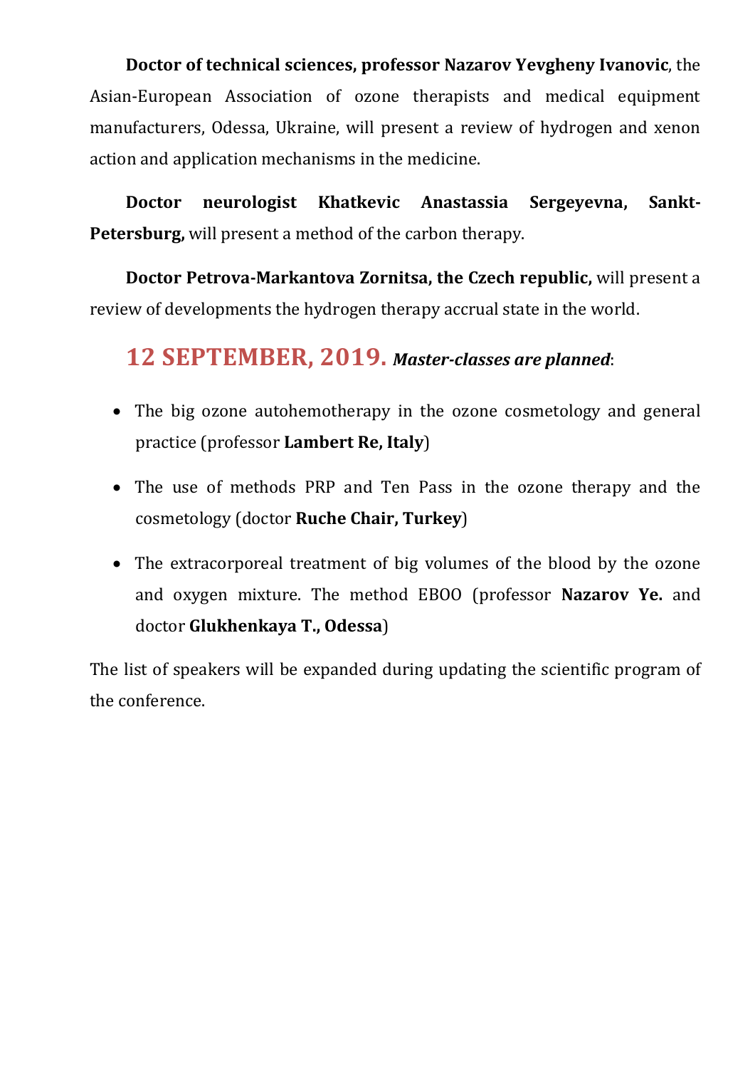**Doctor of technical sciences, professor Nazarov Yevgheny Ivanovic**, the Asian-European Association of ozone therapists and medical equipment manufacturers, Odessa, Ukraine, will present a review of hydrogen and xenon action and application mechanisms in the medicine.

**Doctor neurologist Khatkevic Anastassia Sergeyevna, Sankt-Petersburg,** will present a method of the carbon therapy.

**Doctor Petrova-Markantova Zornitsa, the Czech republic,** will present a review of developments the hydrogen therapy accrual state in the world.

## 12 SEPTEMBER, 2019. ***Master-classes are planned***:

- The big ozone autohemotherapy in the ozone cosmetology and general practice (professor **Lambert Re, Italy**)
- The use of methods PRP and Ten Pass in the ozone therapy and the cosmetology (doctor **Ruche Chair, Turkey**)
- The extracorporeal treatment of big volumes of the blood by the ozone and oxygen mixture. The method EBOO (professor **Nazarov Ye.** and doctor **Glukhenkaya T., Odessa**)

The list of speakers will be expanded during updating the scientific program of the conference.